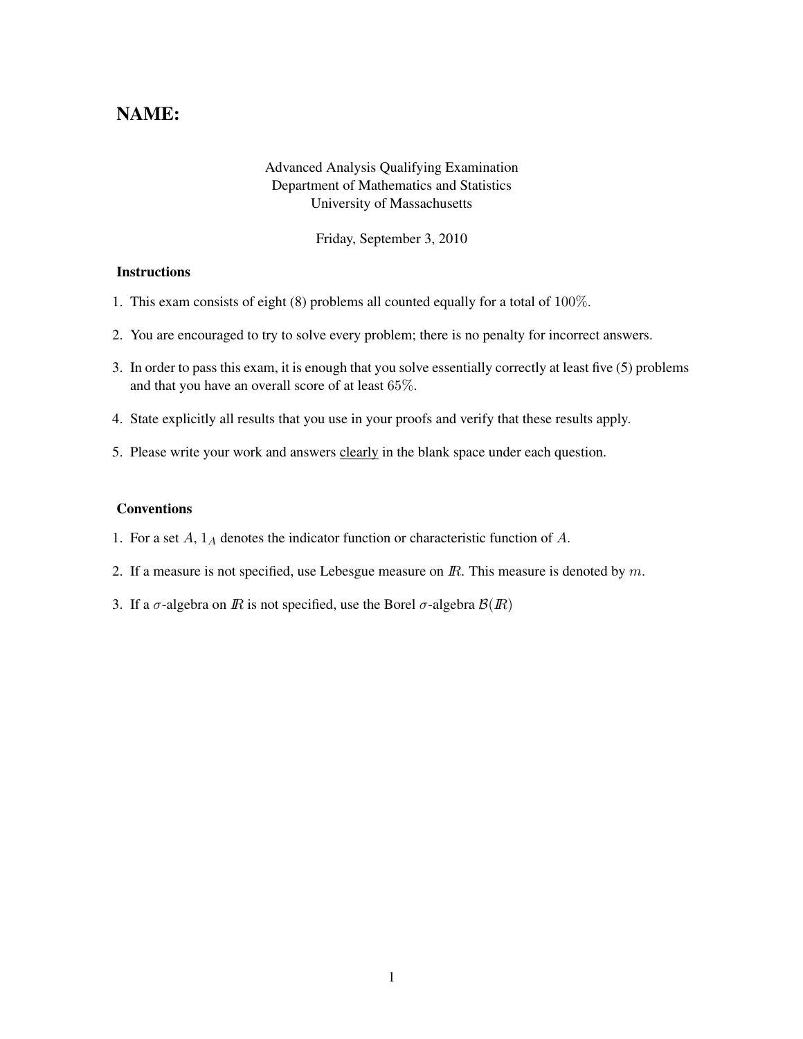# NAME:

Advanced Analysis Qualifying Examination
Department of Mathematics and Statistics
University of Massachusetts

Friday, September 3, 2010

### Instructions

1. This exam consists of eight (8) problems all counted equally for a total of $100\%$.
2. You are encouraged to try to solve every problem; there is no penalty for incorrect answers.
3. In order to pass this exam, it is enough that you solve essentially correctly at least five (5) problems and that you have an overall score of at least $65\%$.
4. State explicitly all results that you use in your proofs and verify that these results apply.
5. Please write your work and answers clearly in the blank space under each question.

### Conventions

1. For a set $A$, $1_A$ denotes the indicator function or characteristic function of $A$.
2. If a measure is not specified, use Lebesgue measure on $\mathbb{R}$. This measure is denoted by $m$.
3. If a $\sigma$-algebra on $\mathbb{R}$ is not specified, use the Borel $\sigma$-algebra $\mathcal{B}(\mathbb{R})$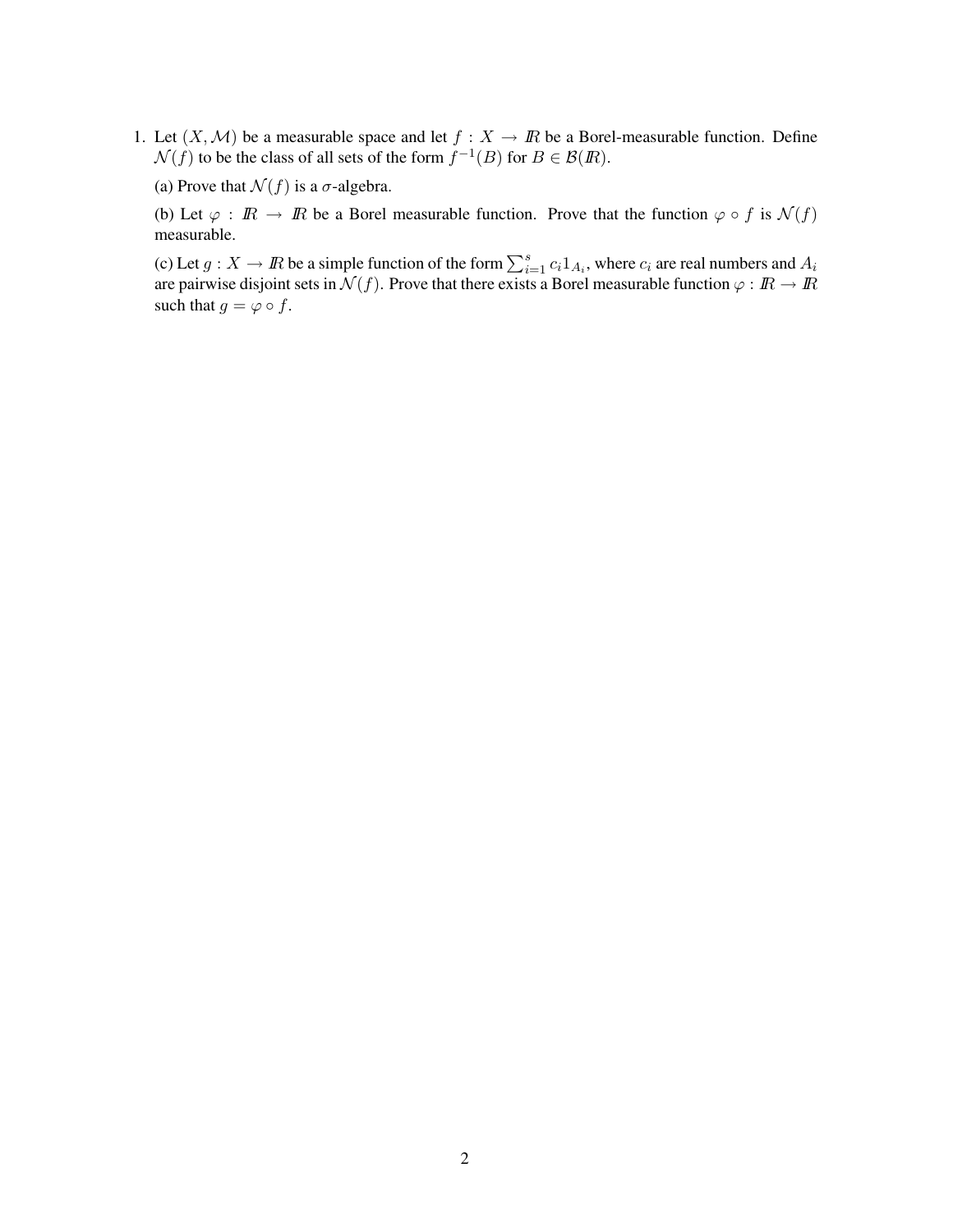1. Let $(X, \mathcal{M})$ be a measurable space and let $f : X \to \mathbb{R}$ be a Borel-measurable function. Define $\mathcal{N}(f)$ to be the class of all sets of the form $f^{-1}(B)$ for $B \in \mathcal{B}(\mathbb{R})$.

   (a) Prove that $\mathcal{N}(f)$ is a $\sigma$-algebra.

   (b) Let $\varphi : \mathbb{R} \to \mathbb{R}$ be a Borel measurable function. Prove that the function $\varphi \circ f$ is $\mathcal{N}(f)$ measurable.

   (c) Let $g : X \to \mathbb{R}$ be a simple function of the form $\sum_{i=1}^{s} c_i 1_{A_i}$, where $c_i$ are real numbers and $A_i$ are pairwise disjoint sets in $\mathcal{N}(f)$. Prove that there exists a Borel measurable function $\varphi : \mathbb{R} \to \mathbb{R}$ such that $g = \varphi \circ f$.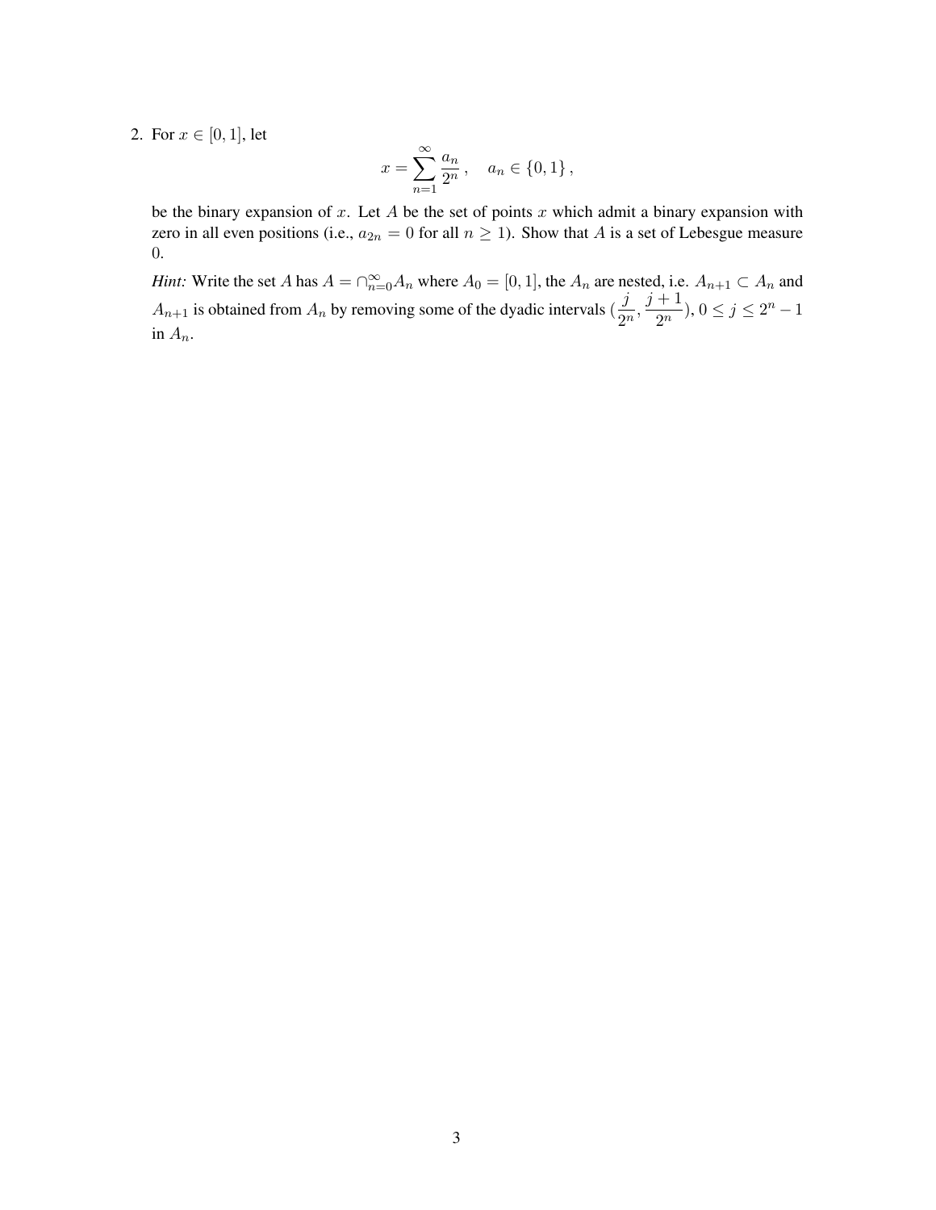2. For $x \in [0,1]$, let

$$x = \sum_{n=1}^{\infty} \frac{a_n}{2^n}, \quad a_n \in \{0,1\},$$

be the binary expansion of $x$. Let $A$ be the set of points $x$ which admit a binary expansion with zero in all even positions (i.e., $a_{2n} = 0$ for all $n \geq 1$). Show that $A$ is a set of Lebesgue measure 0.

*Hint:* Write the set $A$ has $A = \cap_{n=0}^{\infty} A_n$ where $A_0 = [0,1]$, the $A_n$ are nested, i.e. $A_{n+1} \subset A_n$ and $A_{n+1}$ is obtained from $A_n$ by removing some of the dyadic intervals $(\frac{j}{2^n}, \frac{j+1}{2^n})$, $0 \leq j \leq 2^n - 1$ in $A_n$.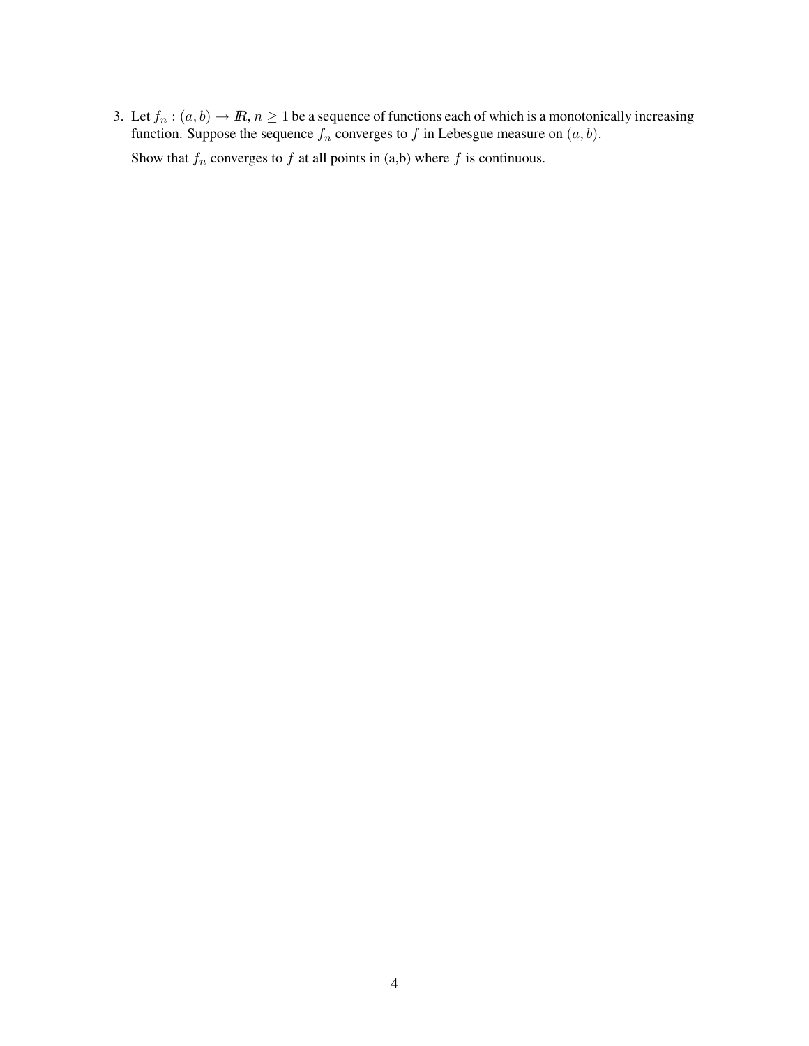3. Let $f_n : (a, b) \to \mathbb{R}$, $n \geq 1$ be a sequence of functions each of which is a monotonically increasing function. Suppose the sequence $f_n$ converges to $f$ in Lebesgue measure on $(a, b)$.

   Show that $f_n$ converges to $f$ at all points in (a,b) where $f$ is continuous.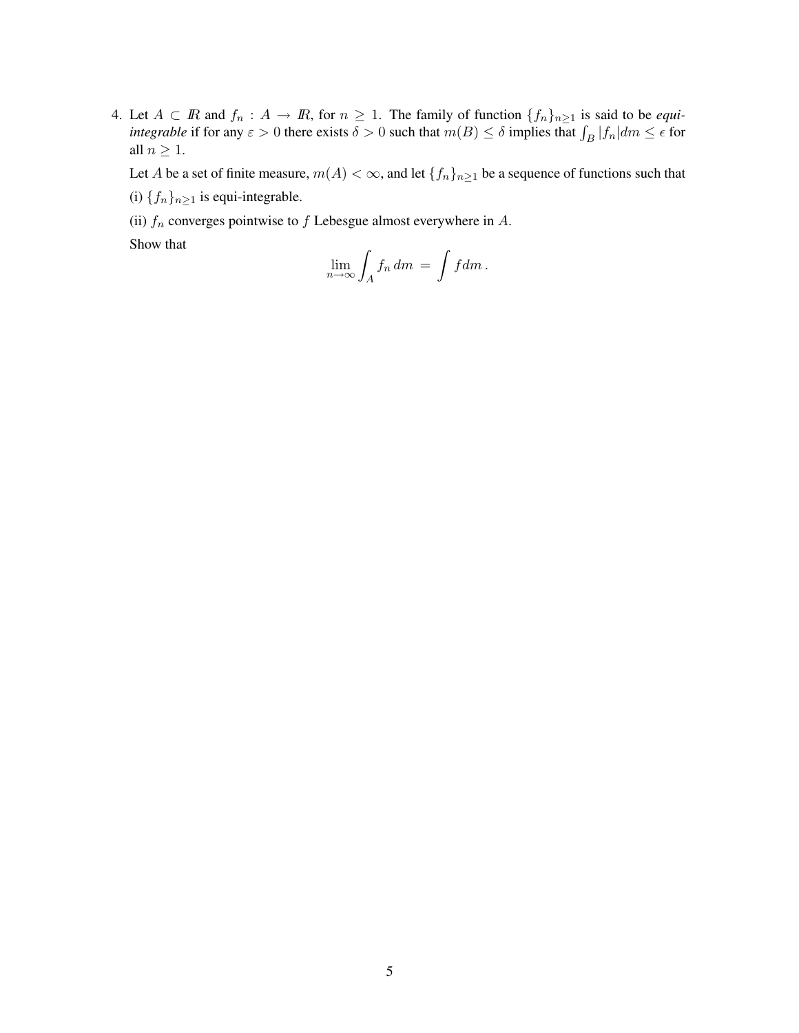4. Let $A \subset I\!R$ and $f_n : A \to I\!R$, for $n \geq 1$. The family of function $\{f_n\}_{n\geq 1}$ is said to be *equi-integrable* if for any $\varepsilon > 0$ there exists $\delta > 0$ such that $m(B) \leq \delta$ implies that $\int_B |f_n| dm \leq \epsilon$ for all $n \geq 1$.

   Let $A$ be a set of finite measure, $m(A) < \infty$, and let $\{f_n\}_{n\geq 1}$ be a sequence of functions such that

   (i) $\{f_n\}_{n\geq 1}$ is equi-integrable.

   (ii) $f_n$ converges pointwise to $f$ Lebesgue almost everywhere in $A$.

   Show that

$$\lim_{n\to\infty} \int_A f_n \, dm \; = \; \int f dm \, .$$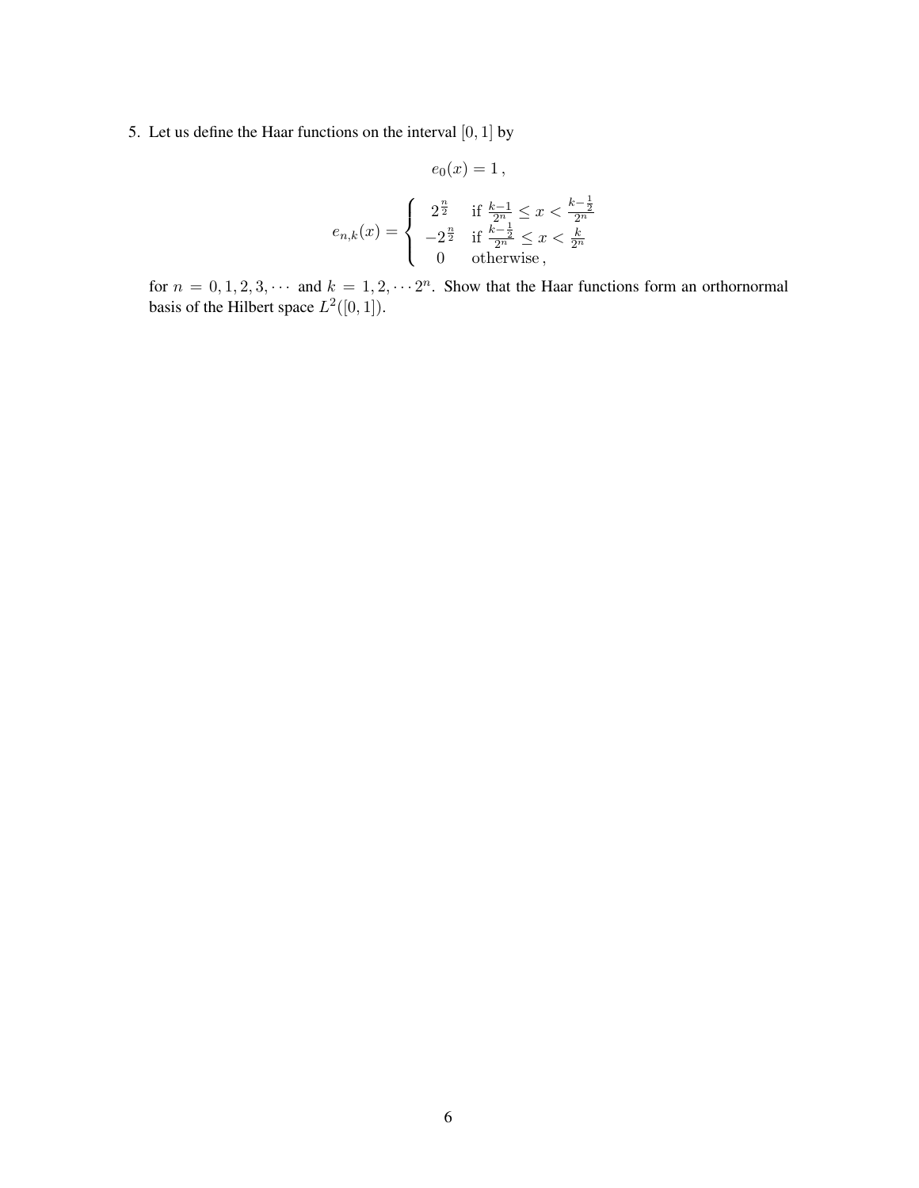5. Let us define the Haar functions on the interval $[0, 1]$ by

$$e_0(x) = 1\,,$$

$$e_{n,k}(x) = \begin{cases} 2^{\frac{n}{2}} & \text{if } \frac{k-1}{2^n} \leq x < \frac{k-\frac{1}{2}}{2^n} \\ -2^{\frac{n}{2}} & \text{if } \frac{k-\frac{1}{2}}{2^n} \leq x < \frac{k}{2^n} \\ 0 & \text{otherwise}\,, \end{cases}$$

for $n = 0, 1, 2, 3, \cdots$ and $k = 1, 2, \cdots 2^n$. Show that the Haar functions form an orthornormal basis of the Hilbert space $L^2([0, 1])$.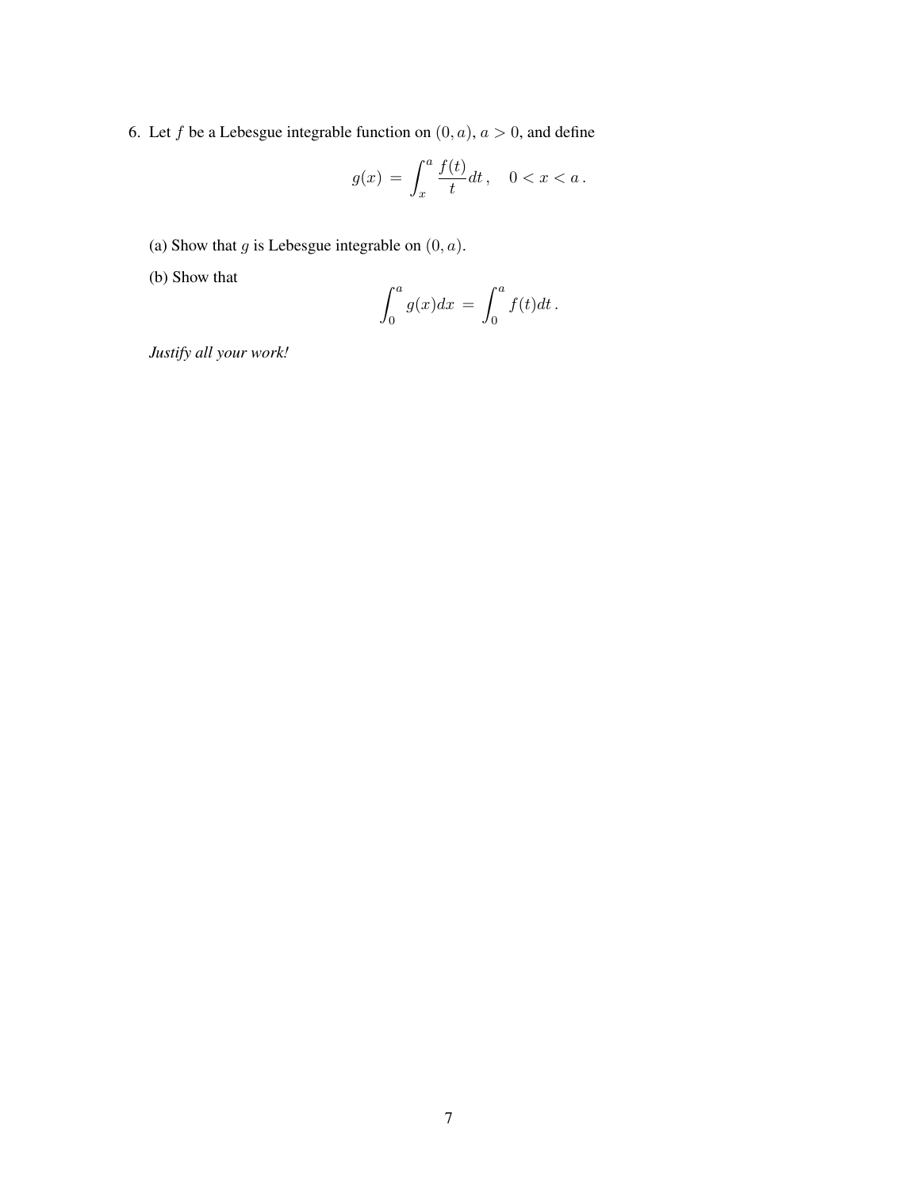6. Let $f$ be a Lebesgue integrable function on $(0, a)$, $a > 0$, and define

$$g(x) = \int_x^a \frac{f(t)}{t} dt \,, \quad 0 < x < a \,.$$

(a) Show that $g$ is Lebesgue integrable on $(0, a)$.

(b) Show that

$$\int_0^a g(x) dx = \int_0^a f(t) dt \,.$$

*Justify all your work!*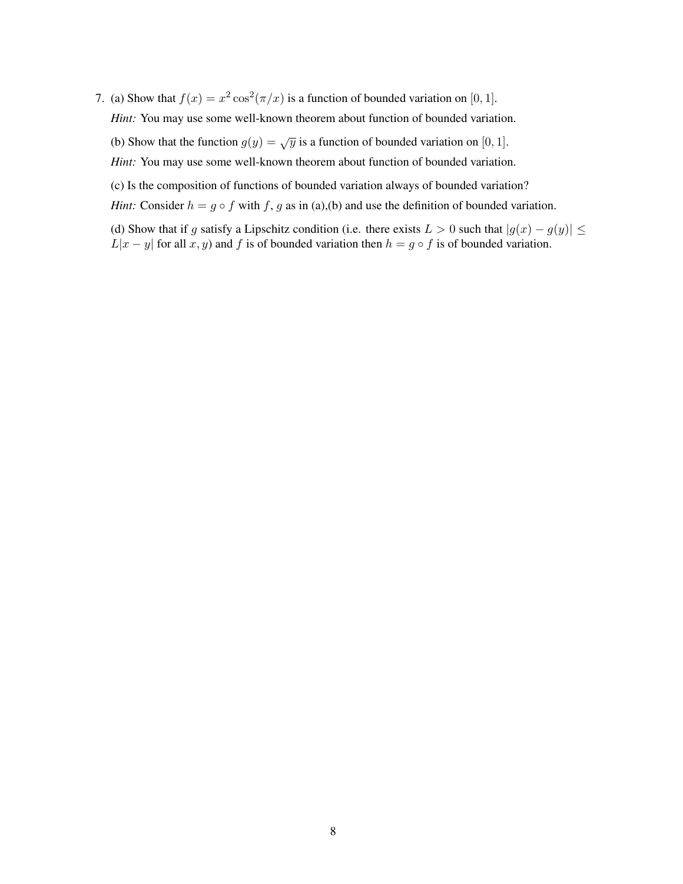7. (a) Show that $f(x) = x^2 \cos^2(\pi/x)$ is a function of bounded variation on $[0, 1]$.

   *Hint:* You may use some well-known theorem about function of bounded variation.

   (b) Show that the function $g(y) = \sqrt{y}$ is a function of bounded variation on $[0, 1]$.

   *Hint:* You may use some well-known theorem about function of bounded variation.

   (c) Is the composition of functions of bounded variation always of bounded variation?

   *Hint:* Consider $h = g \circ f$ with $f$, $g$ as in (a),(b) and use the definition of bounded variation.

   (d) Show that if $g$ satisfy a Lipschitz condition (i.e. there exists $L > 0$ such that $|g(x) - g(y)| \leq L|x - y|$ for all $x, y$) and $f$ is of bounded variation then $h = g \circ f$ is of bounded variation.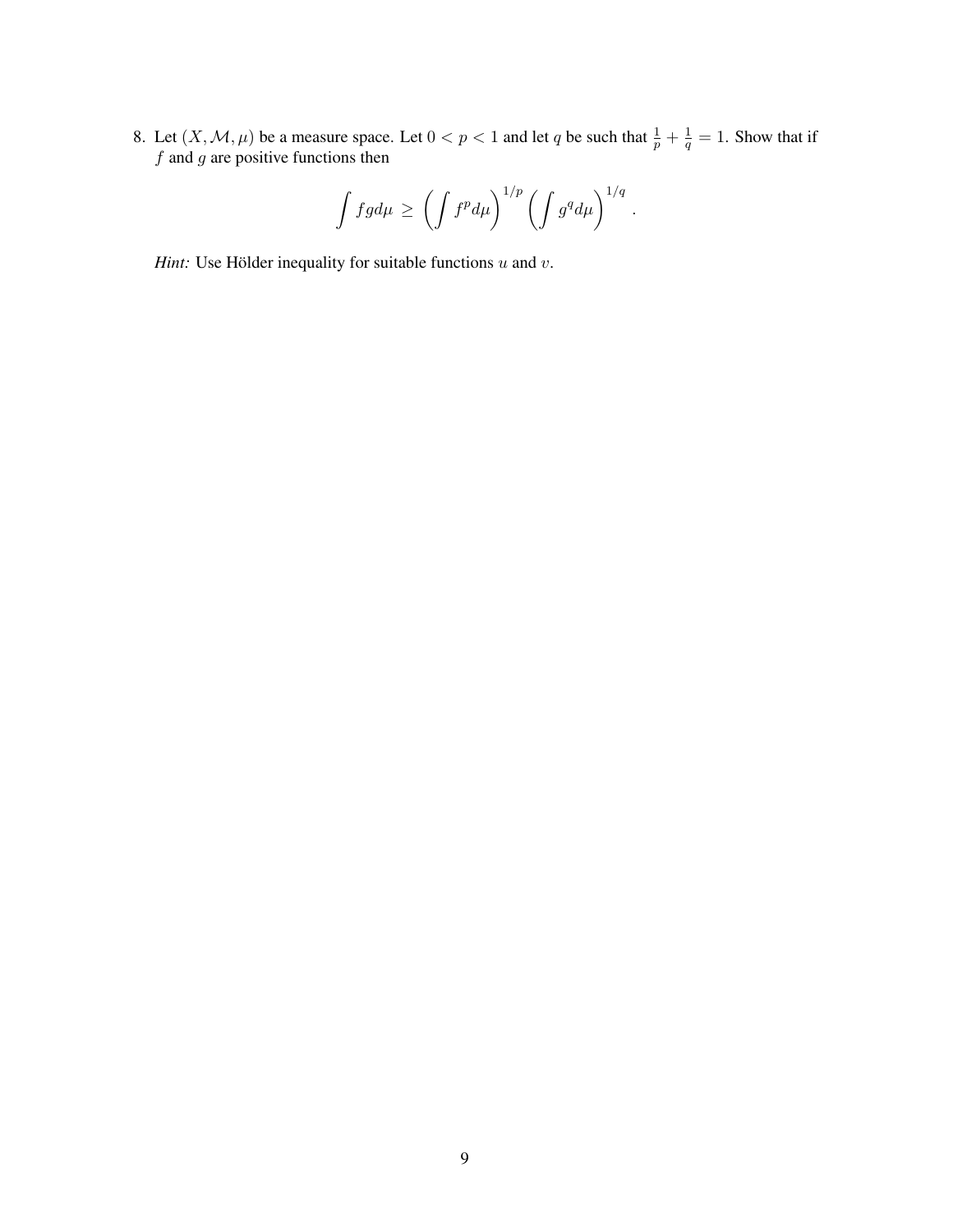8. Let $(X, \mathcal{M}, \mu)$ be a measure space. Let $0 < p < 1$ and let $q$ be such that $\frac{1}{p} + \frac{1}{q} = 1$. Show that if $f$ and $g$ are positive functions then

$$\int fg d\mu \geq \left( \int f^p d\mu \right)^{1/p} \left( \int g^q d\mu \right)^{1/q}.$$

*Hint:* Use Hölder inequality for suitable functions $u$ and $v$.